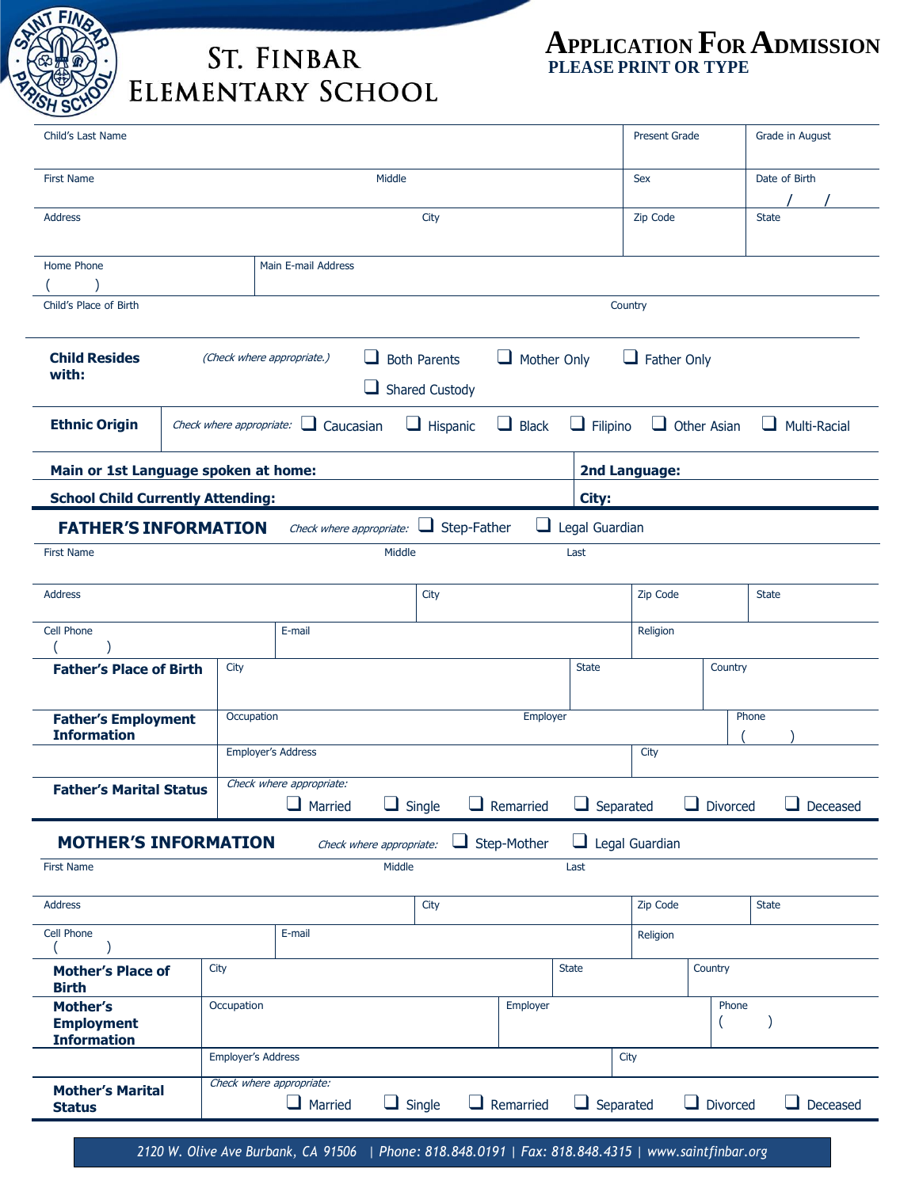# St. Finbar Elementary School

## Application For Admission

**PLEASE PRINT OR TYPE**

| Child's Last Name | | Present Grade | Grade in August |
|---|---|---|---|
| First Name | Middle | Sex | Date of Birth / / |
| Address | City | Zip Code | State |

| Home Phone ( ) | Main E-mail Address |
|---|---|
| Child's Place of Birth | Country |

**Child Resides with:** *(Check where appropriate.)* ❑ Both Parents ❑ Mother Only ❑ Father Only ❑ Shared Custody

**Ethnic Origin** *Check where appropriate:* ❑ Caucasian ❑ Hispanic ❑ Black ❑ Filipino ❑ Other Asian ❑ Multi-Racial

| **Main or 1st Language spoken at home:** | **2nd Language:** |
|---|---|
| **School Child Currently Attending:** | **City:** |

## FATHER'S INFORMATION

*Check where appropriate:* ❑ Step-Father ❑ Legal Guardian

| First Name | Middle | Last | |
|---|---|---|---|
| Address | City | Zip Code | State |
| Cell Phone ( ) | E-mail | Religion | |

| **Father's Place of Birth** | City | State | Country |
|---|---|---|---|
| **Father's Employment Information** | Occupation | Employer | Phone ( ) |
| | Employer's Address | City | |

**Father's Marital Status** *Check where appropriate:* ❑ Married ❑ Single ❑ Remarried ❑ Separated ❑ Divorced ❑ Deceased

## MOTHER'S INFORMATION

*Check where appropriate:* ❑ Step-Mother ❑ Legal Guardian

| First Name | Middle | Last | |
|---|---|---|---|
| Address | City | Zip Code | State |
| Cell Phone ( ) | E-mail | Religion | |

| **Mother's Place of Birth** | City | State | Country |
|---|---|---|---|
| **Mother's Employment Information** | Occupation | Employer | Phone ( ) |
| | Employer's Address | City | |

**Mother's Marital Status** *Check where appropriate:* ❑ Married ❑ Single ❑ Remarried ❑ Separated ❑ Divorced ❑ Deceased

*2120 W. Olive Ave Burbank, CA 91506 | Phone: 818.848.0191 | Fax: 818.848.4315 | www.saintfinbar.org*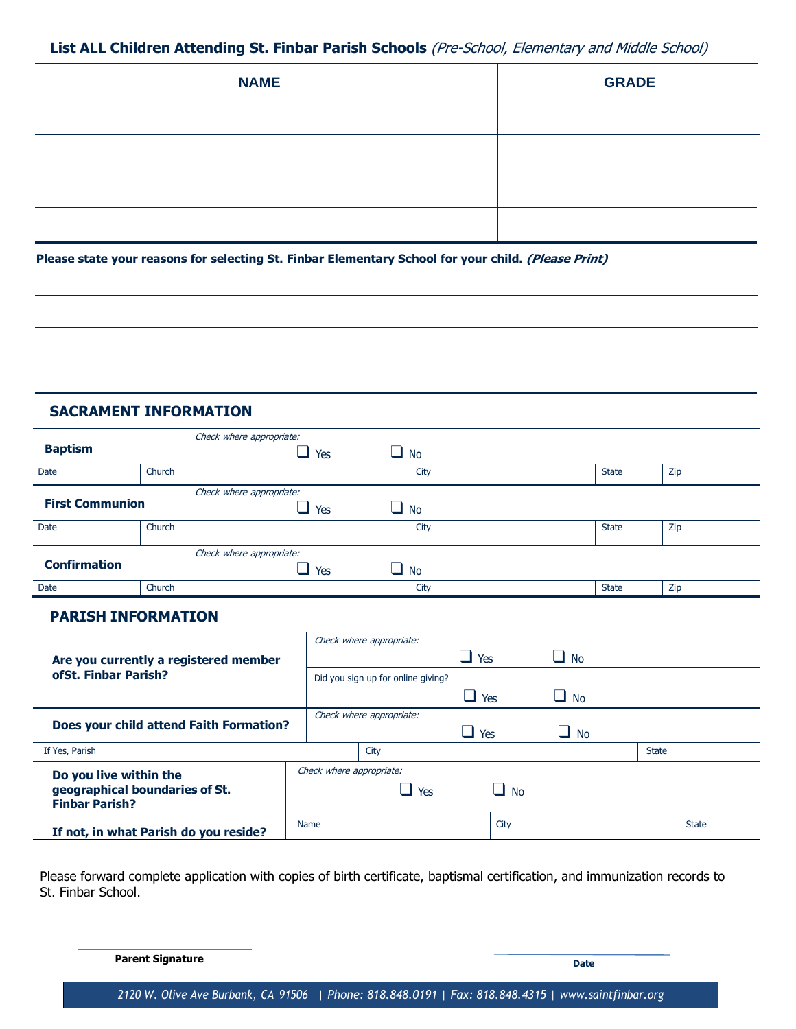## List ALL Children Attending St. Finbar Parish Schools *(Pre-School, Elementary and Middle School)*

| NAME | GRADE |
|---|---|
| | |
| | |
| | |
| | |

**Please state your reasons for selecting St. Finbar Elementary School for your child.** ***(Please Print)***

## SACRAMENT INFORMATION

| **Baptism** | | *Check where appropriate:* ❑ Yes ❑ No | | | |
|---|---|---|---|---|---|
| Date | Church | | City | State | Zip |
| **First Communion** | | *Check where appropriate:* ❑ Yes ❑ No | | | |
| Date | Church | | City | State | Zip |
| **Confirmation** | | *Check where appropriate:* ❑ Yes ❑ No | | | |
| Date | Church | | City | State | Zip |

## PARISH INFORMATION

| | | | |
|---|---|---|---|
| **Are you currently a registered member ofSt. Finbar Parish?** | *Check where appropriate:* ❑ Yes ❑ No | | |
| | Did you sign up for online giving? ❑ Yes ❑ No | | |
| **Does your child attend Faith Formation?** | *Check where appropriate:* ❑ Yes ❑ No | | |
| If Yes, Parish | City | | State |
| **Do you live within the geographical boundaries of St. Finbar Parish?** | *Check where appropriate:* ❑ Yes ❑ No | | |
| **If not, in what Parish do you reside?** | Name | City | State |

Please forward complete application with copies of birth certificate, baptismal certification, and immunization records to St. Finbar School.

**Parent Signature**

**Date**

*2120 W. Olive Ave Burbank, CA 91506 | Phone: 818.848.0191 | Fax: 818.848.4315 | www.saintfinbar.org*